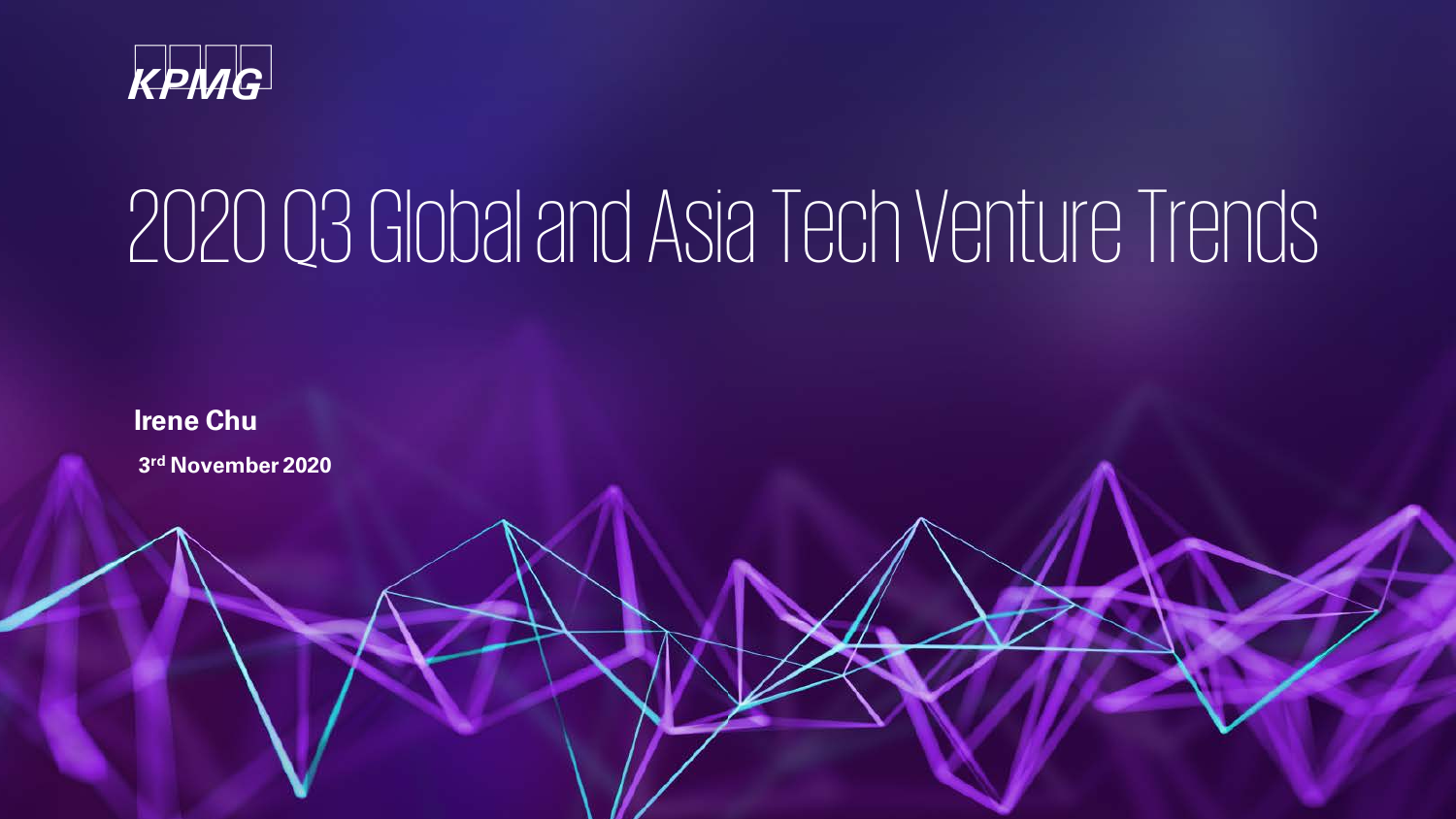KPMG

# 2020 Q3 Global and Asia Tech Venture Trends

**Irene Chu**

**3rd November 2020**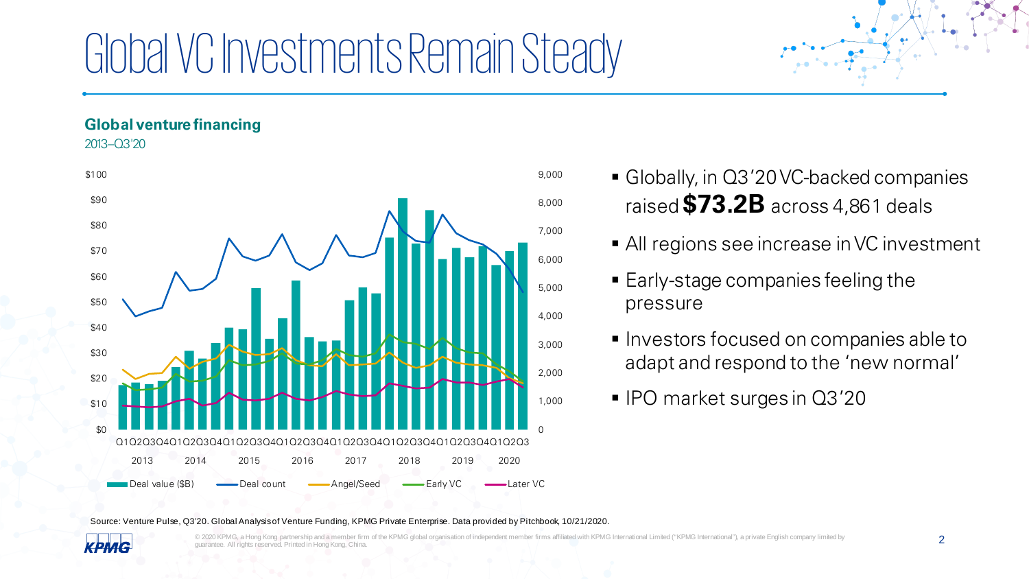# Global VC Investments Remain Steady

**Global venture financing**

2013–Q3'20

- Globally, in Q3'20 VC-backed companies raised **$73.2B** across 4,861 deals
- All regions see increase in VC investment
- Early-stage companies feeling the pressure
- Investors focused on companies able to adapt and respond to the 'new normal'
- IPO market surges in Q3'20

Source: Venture Pulse, Q3'20. Global Analysis of Venture Funding, KPMG Private Enterprise. Data provided by Pitchbook, 10/21/2020.

© 2020 KPMG, a Hong Kong partnership and a member firm of the KPMG global organisation of independent member firms affiliated with KPMG International Limited ("KPMG International"), a private English company limited by guarantee. All rights reserved. Printed in Hong Kong, China.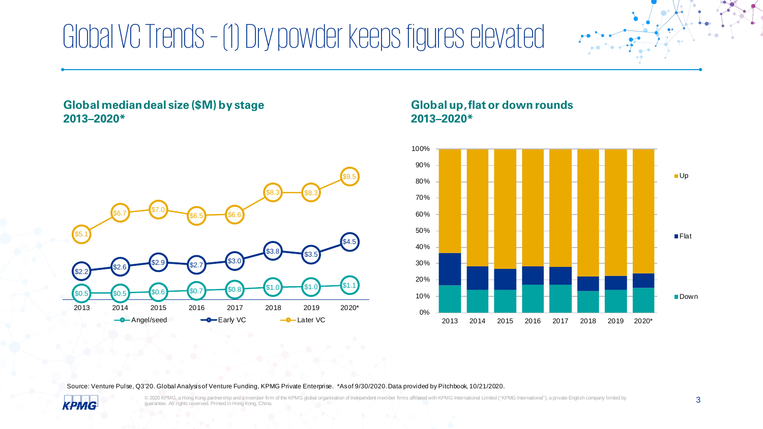# Global VC Trends – (1) Dry powder keeps figures elevated

**Global median deal size ($M) by stage 2013–2020***

| | 2013 | 2014 | 2015 | 2016 | 2017 | 2018 | 2019 | 2020* |
|---|---|---|---|---|---|---|---|---|
| Angel/seed | $0.5 | $0.5 | $0.6 | $0.7 | $0.8 | $1.0 | $1.0 | $1.1 |
| Early VC | $2.2 | $2.6 | $2.9 | $2.7 | $3.0 | $3.8 | $3.5 | $4.5 |
| Later VC | $5.1 | $6.7 | $7.0 | $6.5 | $6.6 | $8.3 | $8.3 | $9.5 |

**Global up, flat or down rounds 2013–2020***

Up · Flat · Down (2013, 2014, 2015, 2016, 2017, 2018, 2019, 2020*)

Source: Venture Pulse, Q3'20. Global Analysis of Venture Funding, KPMG Private Enterprise. *As of 9/30/2020. Data provided by PitchBook, 10/21/2020.

© 2020 KPMG, a Hong Kong partnership and a member firm of the KPMG global organisation of independent member firms affiliated with KPMG International Limited ("KPMG International"), a private English company limited by guarantee. All rights reserved. Printed in Hong Kong, China.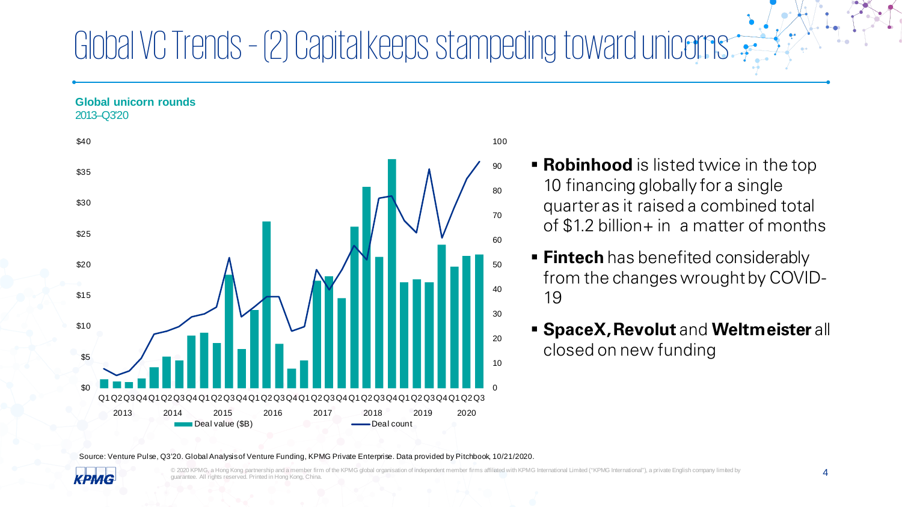# Global VC Trends – (2) Capital keeps stampeding toward unicorns

**Global unicorn rounds**
2013–Q3'20

- **Robinhood** is listed twice in the top 10 financing globally for a single quarter as it raised a combined total of $1.2 billion+ in a matter of months
- **Fintech** has benefited considerably from the changes wrought by COVID-19
- **SpaceX, Revolut** and **Weltmeister** all closed on new funding

Source: Venture Pulse, Q3'20. Global Analysis of Venture Funding, KPMG Private Enterprise. Data provided by Pitchbook, 10/21/2020.

© 2020 KPMG, a Hong Kong partnership and a member firm of the KPMG global organisation of independent member firms affiliated with KPMG International Limited ("KPMG International"), a private English company limited by guarantee. All rights reserved. Printed in Hong Kong, China.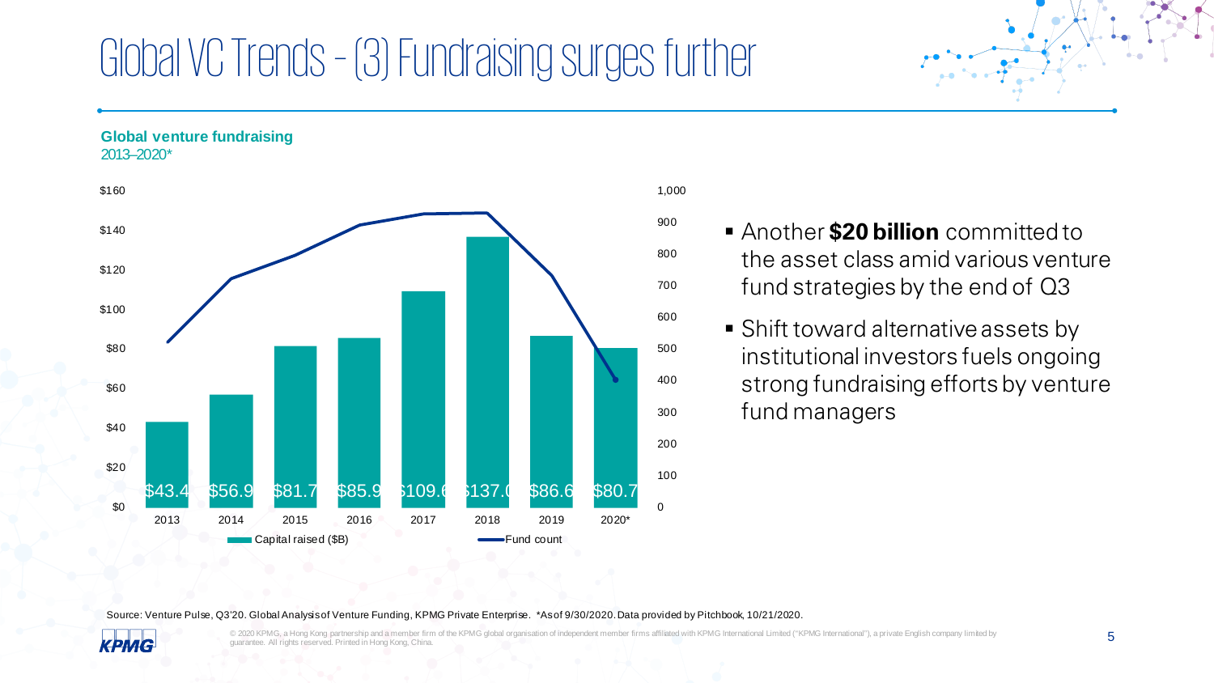# Global VC Trends – (3) Fundraising surges further

**Global venture fundraising**
2013–2020*

| Year | Capital raised ($B) |
|---|---|
| 2013 | $43.4 |
| 2014 | $56.9 |
| 2015 | $81.7 |
| 2016 | $85.9 |
| 2017 | $109.6 |
| 2018 | $137.0 |
| 2019 | $86.6 |
| 2020* | $80.7 |

Capital raised ($B) / Fund count

- Another **$20 billion** committed to the asset class amid various venture fund strategies by the end of Q3
- Shift toward alternative assets by institutional investors fuels ongoing strong fundraising efforts by venture fund managers

Source: Venture Pulse, Q3'20. Global Analysis of Venture Funding, KPMG Private Enterprise. *As of 9/30/2020. Data provided by PitchBook, 10/21/2020.

© 2020 KPMG, a Hong Kong partnership and a member firm of the KPMG global organisation of independent member firms affiliated with KPMG International Limited ("KPMG International"), a private English company limited by guarantee. All rights reserved. Printed in Hong Kong, China.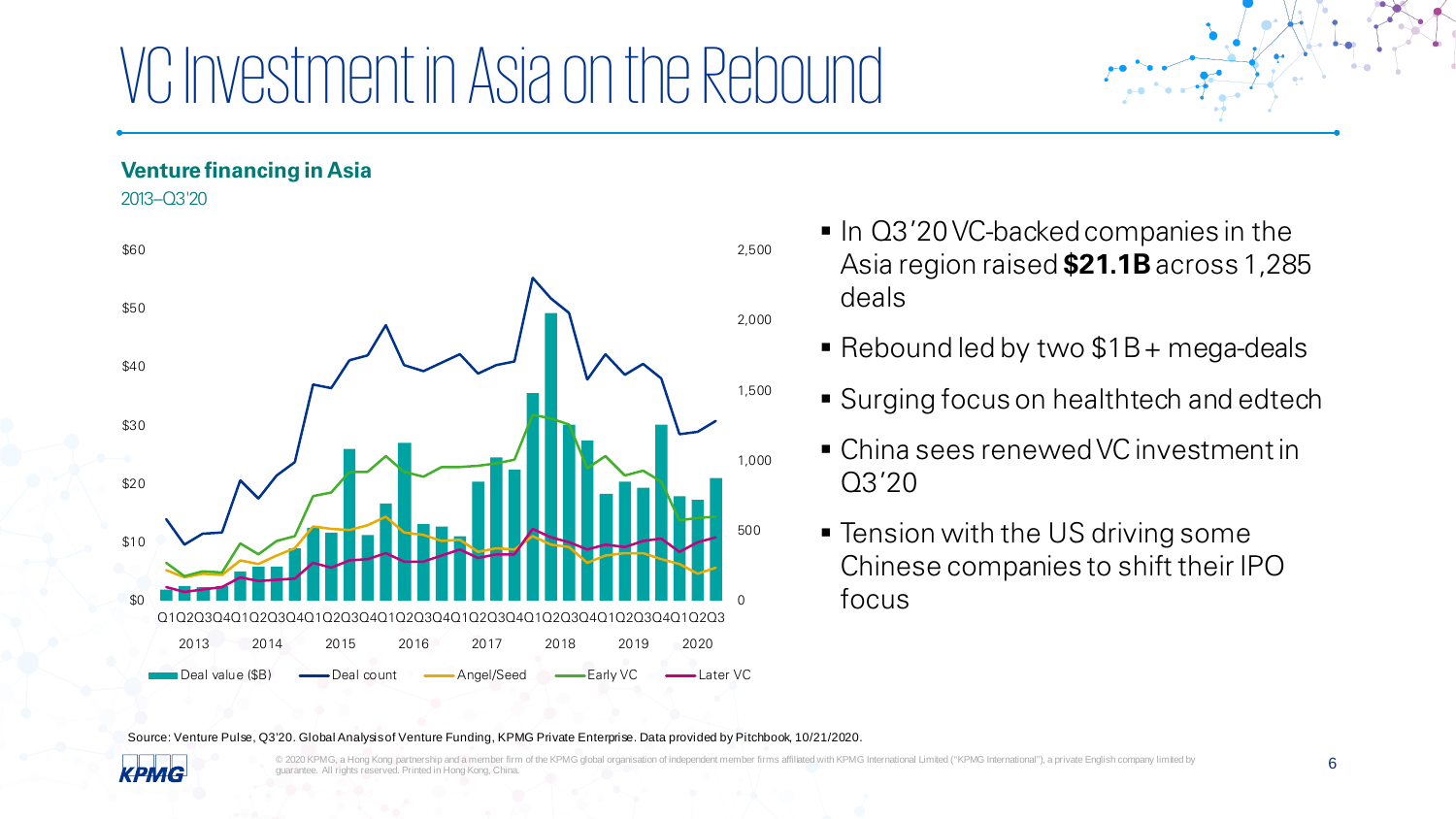# VC Investment in Asia on the Rebound

**Venture financing in Asia**

2013–Q3'20

- In Q3'20 VC-backed companies in the Asia region raised **$21.1B** across 1,285 deals
- Rebound led by two $1B+ mega-deals
- Surging focus on healthtech and edtech
- China sees renewed VC investment in Q3'20
- Tension with the US driving some Chinese companies to shift their IPO focus

Source: Venture Pulse, Q3'20. Global Analysis of Venture Funding, KPMG Private Enterprise. Data provided by Pitchbook, 10/21/2020.

© 2020 KPMG, a Hong Kong partnership and a member firm of the KPMG global organisation of independent member firms affiliated with KPMG International Limited ("KPMG International"), a private English company limited by guarantee. All rights reserved. Printed in Hong Kong, China.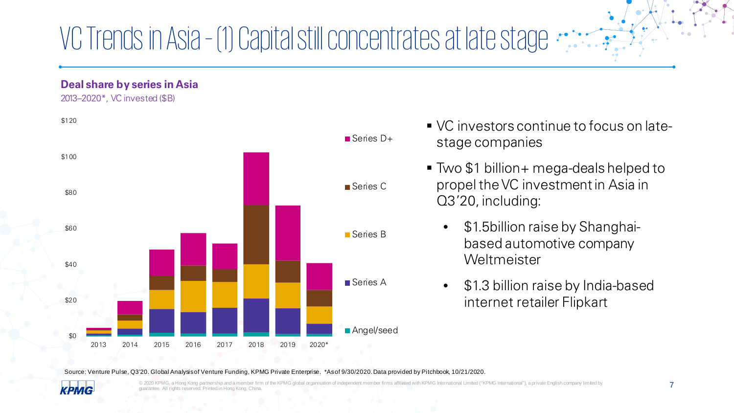# VC Trends in Asia – (1) Capital still concentrates at late stage

**Deal share by series in Asia**

2013–2020*, VC invested ($B)

$120
$100
$80
$60
$40
$20
$0

2013 2014 2015 2016 2017 2018 2019 2020*

Series D+
Series C
Series B
Series A
Angel/seed

- VC investors continue to focus on late-stage companies
- Two $1 billion+ mega-deals helped to propel the VC investment in Asia in Q3'20, including:
  - $1.5billion raise by Shanghai-based automotive company Weltmeister
  - $1.3 billion raise by India-based internet retailer Flipkart

Source: Venture Pulse, Q3'20. Global Analysis of Venture Funding, KPMG Private Enterprise. *As of 9/30/2020. Data provided by Pitchbook, 10/21/2020.

© 2020 KPMG, a Hong Kong partnership and a member firm of the KPMG global organisation of independent member firms affiliated with KPMG International Limited ("KPMG International"), a private English company limited by guarantee. All rights reserved. Printed in Hong Kong, China.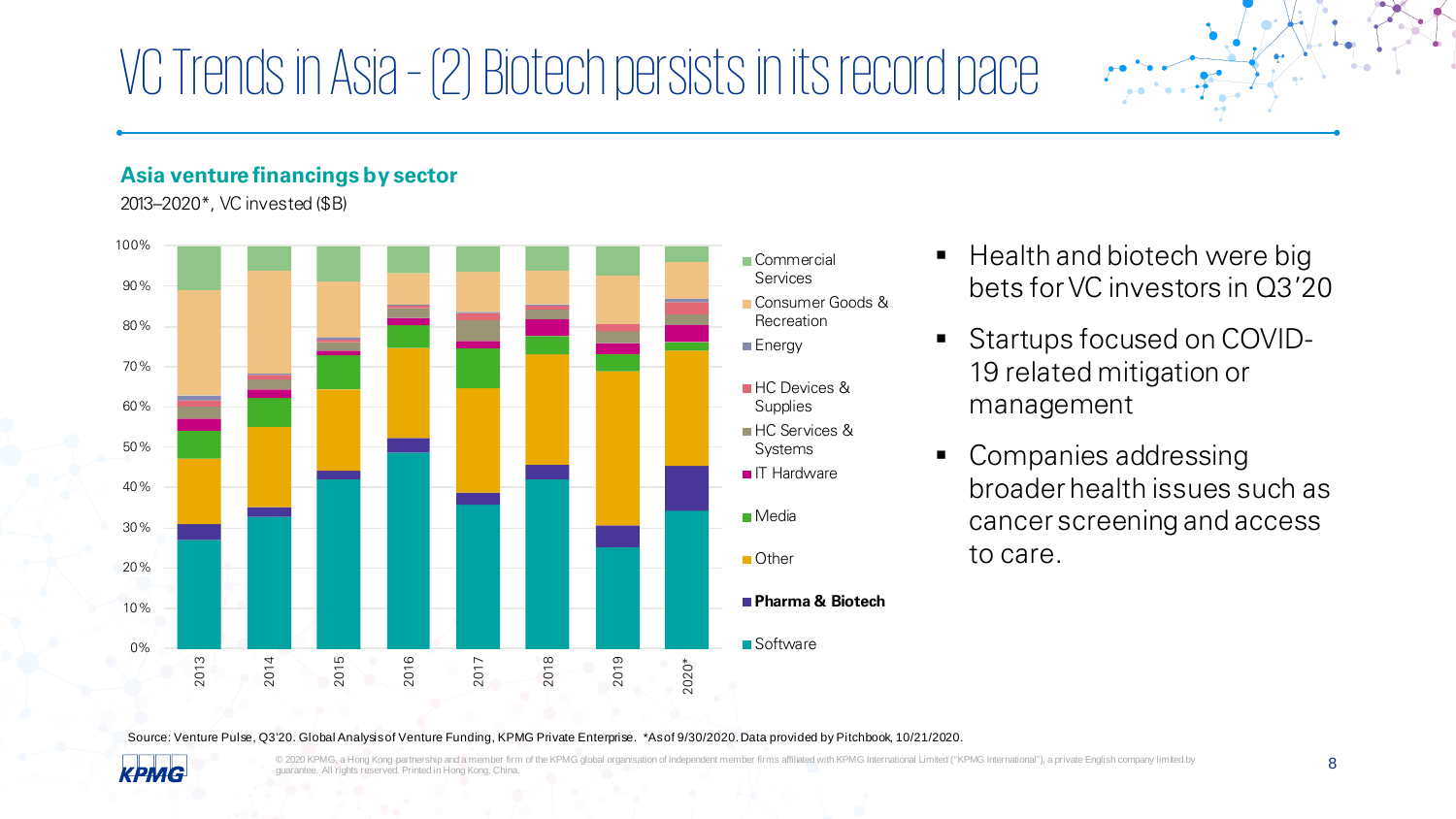# VC Trends in Asia – (2) Biotech persists in its record pace

### Asia venture financings by sector

2013–2020*, VC invested ($B)

Commercial Services
Consumer Goods & Recreation
Energy
HC Devices & Supplies
HC Services & Systems
IT Hardware
Media
Other
**Pharma & Biotech**
Software

- Health and biotech were big bets for VC investors in Q3'20
- Startups focused on COVID-19 related mitigation or management
- Companies addressing broader health issues such as cancer screening and access to care.

Source: Venture Pulse, Q3'20. Global Analysis of Venture Funding, KPMG Private Enterprise. *As of 9/30/2020. Data provided by Pitchbook, 10/21/2020.

© 2020 KPMG, a Hong Kong partnership and a member firm of the KPMG global organisation of independent member firms affiliated with KPMG International Limited ("KPMG International"), a private English company limited by guarantee. All rights reserved. Printed in Hong Kong, China.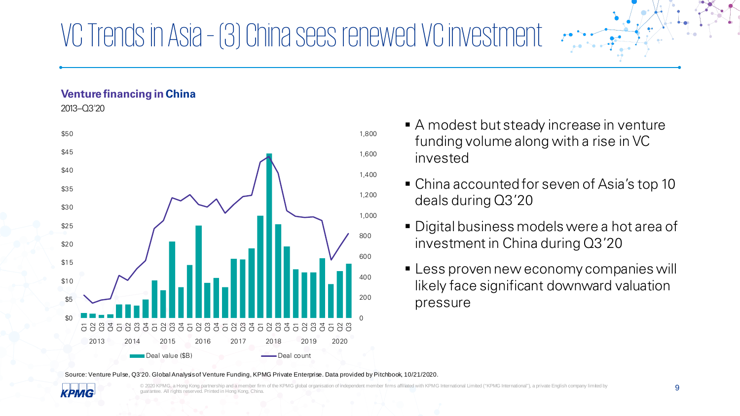# VC Trends in Asia – (3) China sees renewed VC investment

**Venture financing in China**

2013–Q3'20

Deal value ($B) / Deal count

- A modest but steady increase in venture funding volume along with a rise in VC invested
- China accounted for seven of Asia's top 10 deals during Q3'20
- Digital business models were a hot area of investment in China during Q3'20
- Less proven new economy companies will likely face significant downward valuation pressure

Source: Venture Pulse, Q3'20. Global Analysis of Venture Funding, KPMG Private Enterprise. Data provided by Pitchbook, 10/21/2020.

© 2020 KPMG, a Hong Kong partnership and a member firm of the KPMG global organisation of independent member firms affiliated with KPMG International Limited ("KPMG International"), a private English company limited by guarantee. All rights reserved. Printed in Hong Kong, China.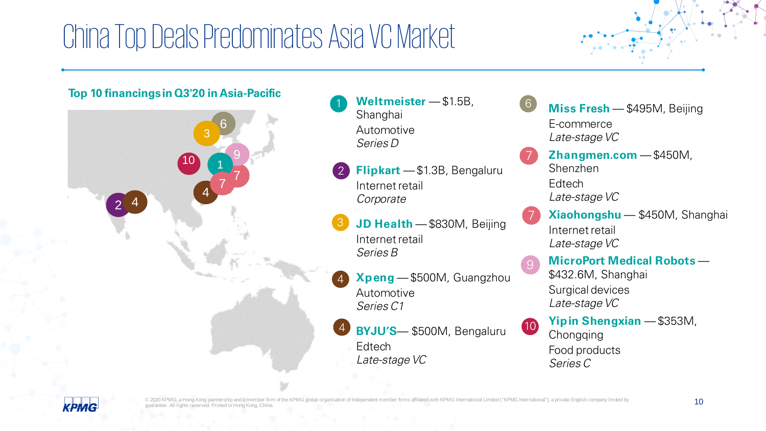# China Top Deals Predominates Asia VC Market

## Top 10 financings in Q3'20 in Asia-Pacific

1. **Weltmeister** — $1.5B, Shanghai
   Automotive
   *Series D*

2. **Flipkart** — $1.3B, Bengaluru
   Internet retail
   *Corporate*

3. **JD Health** — $830M, Beijing
   Internet retail
   *Series B*

4. **Xpeng** — $500M, Guangzhou
   Automotive
   *Series C1*

4. **BYJU'S** — $500M, Bengaluru
   Edtech
   *Late-stage VC*

6. **Miss Fresh** — $495M, Beijing
   E-commerce
   *Late-stage VC*

7. **Zhangmen.com** — $450M, Shenzhen
   Edtech
   *Late-stage VC*

7. **Xiaohongshu** — $450M, Shanghai
   Internet retail
   *Late-stage VC*

9. **MicroPort Medical Robots** — $432.6M, Shanghai
   Surgical devices
   *Late-stage VC*

10. **Yipin Shengxian** — $353M, Chongqing
    Food products
    *Series C*

© 2020 KPMG, a Hong Kong partnership and a member firm of the KPMG global organisation of independent member firms affiliated with KPMG International Limited ("KPMG International"), a private English company limited by guarantee. All rights reserved. Printed in Hong Kong, China.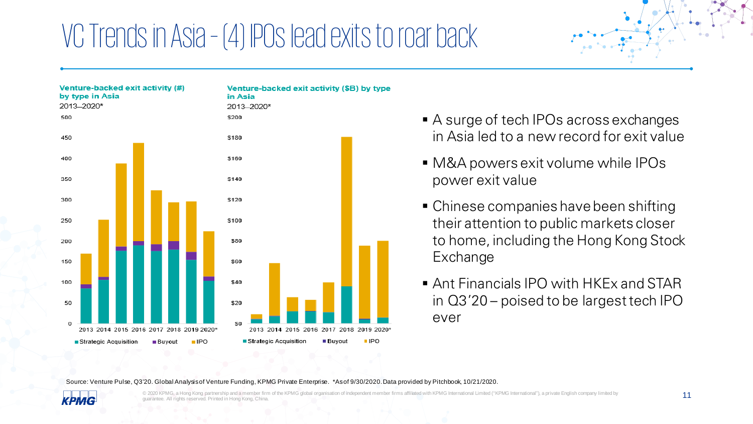# VC Trends in Asia – (4) IPOs lead exits to roar back

**Venture-backed exit activity (#) by type in Asia**
2013–2020*

**Venture-backed exit activity ($B) by type in Asia**
2013–2020*

- A surge of tech IPOs across exchanges in Asia led to a new record for exit value
- M&A powers exit volume while IPOs power exit value
- Chinese companies have been shifting their attention to public markets closer to home, including the Hong Kong Stock Exchange
- Ant Financials IPO with HKEx and STAR in Q3'20 – poised to be largest tech IPO ever

Source: Venture Pulse, Q3'20. Global Analysis of Venture Funding, KPMG Private Enterprise. *As of 9/30/2020. Data provided by Pitchbook, 10/21/2020.

© 2020 KPMG, a Hong Kong partnership and a member firm of the KPMG global organisation of independent member firms affiliated with KPMG International Limited ("KPMG International"), a private English company limited by guarantee. All rights reserved. Printed in Hong Kong, China.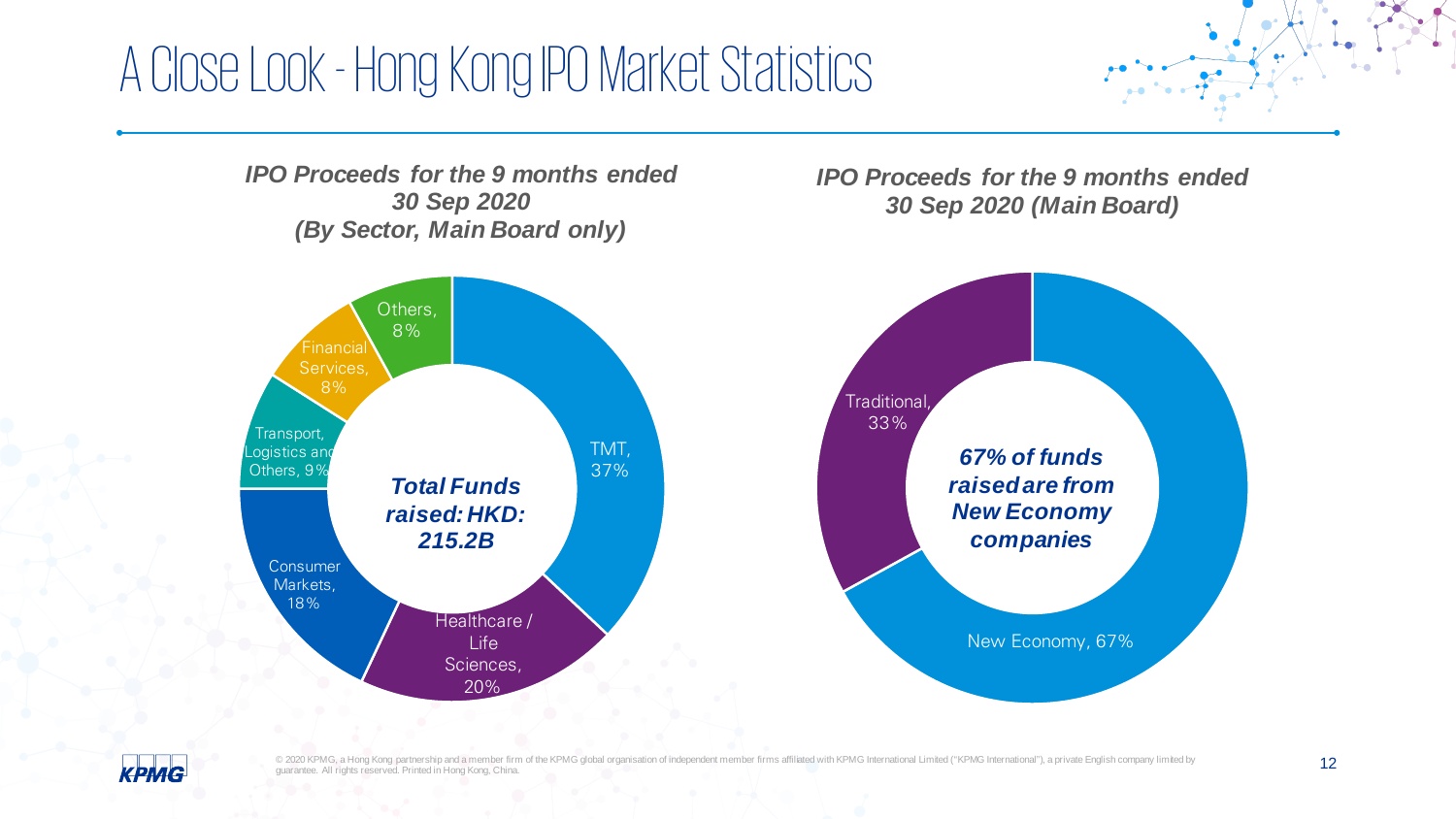# A Close Look - Hong Kong IPO Market Statistics

***IPO Proceeds for the 9 months ended 30 Sep 2020 (By Sector, Main Board only)***

***Total Funds raised: HKD: 215.2B***

| Sector | Share |
| --- | --- |
| TMT | 37% |
| Healthcare / Life Sciences | 20% |
| Consumer Markets | 18% |
| Transport, Logistics and Others | 9% |
| Financial Services | 8% |
| Others | 8% |

***IPO Proceeds for the 9 months ended 30 Sep 2020 (Main Board)***

***67% of funds raised are from New Economy companies***

| Category | Share |
| --- | --- |
| New Economy | 67% |
| Traditional | 33% |

© 2020 KPMG, a Hong Kong partnership and a member firm of the KPMG global organisation of independent member firms affiliated with KPMG International Limited ("KPMG International"), a private English company limited by guarantee. All rights reserved. Printed in Hong Kong, China.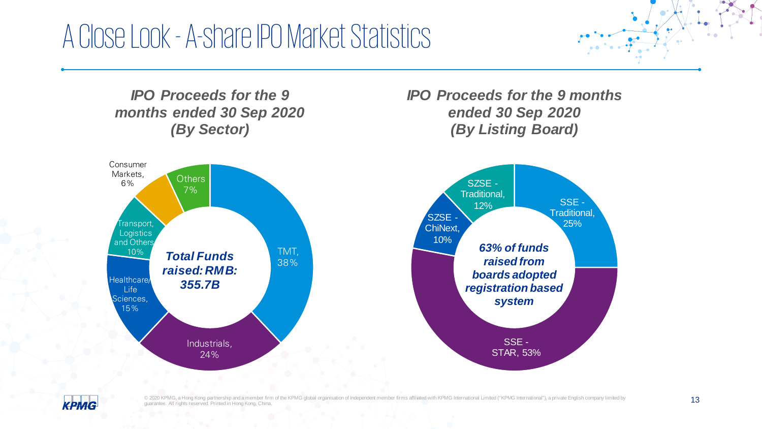# A Close Look - A-share IPO Market Statistics

### *IPO Proceeds for the 9 months ended 30 Sep 2020 (By Sector)*

***Total Funds raised: RMB: 355.7B***

| Sector | Share |
| --- | --- |
| TMT | 38% |
| Industrials | 24% |
| Healthcare/ Life Sciences | 15% |
| Transport, Logistics and Others | 10% |
| Consumer Markets | 6% |
| Others | 7% |

### *IPO Proceeds for the 9 months ended 30 Sep 2020 (By Listing Board)*

***63% of funds raised from boards adopted registration based system***

| Listing Board | Share |
| --- | --- |
| SSE - Traditional | 25% |
| SSE - STAR | 53% |
| SZSE - ChiNext | 10% |
| SZSE - Traditional | 12% |

© 2020 KPMG, a Hong Kong partnership and a member firm of the KPMG global organisation of independent member firms affiliated with KPMG International Limited ("KPMG International"), a private English company limited by guarantee. All rights reserved. Printed in Hong Kong, China.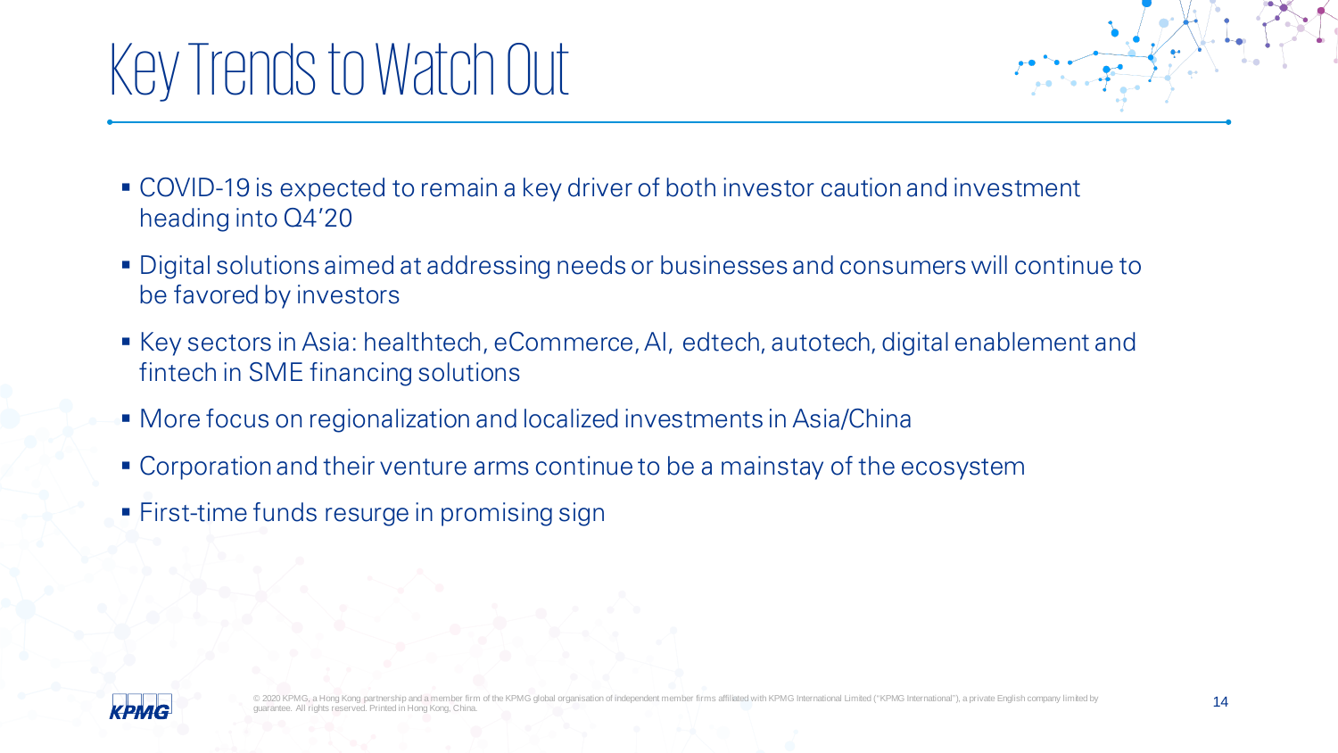# Key Trends to Watch Out

- COVID-19 is expected to remain a key driver of both investor caution and investment heading into Q4'20
- Digital solutions aimed at addressing needs or businesses and consumers will continue to be favored by investors
- Key sectors in Asia: healthtech, eCommerce, AI, edtech, autotech, digital enablement and fintech in SME financing solutions
- More focus on regionalization and localized investments in Asia/China
- Corporation and their venture arms continue to be a mainstay of the ecosystem
- First-time funds resurge in promising sign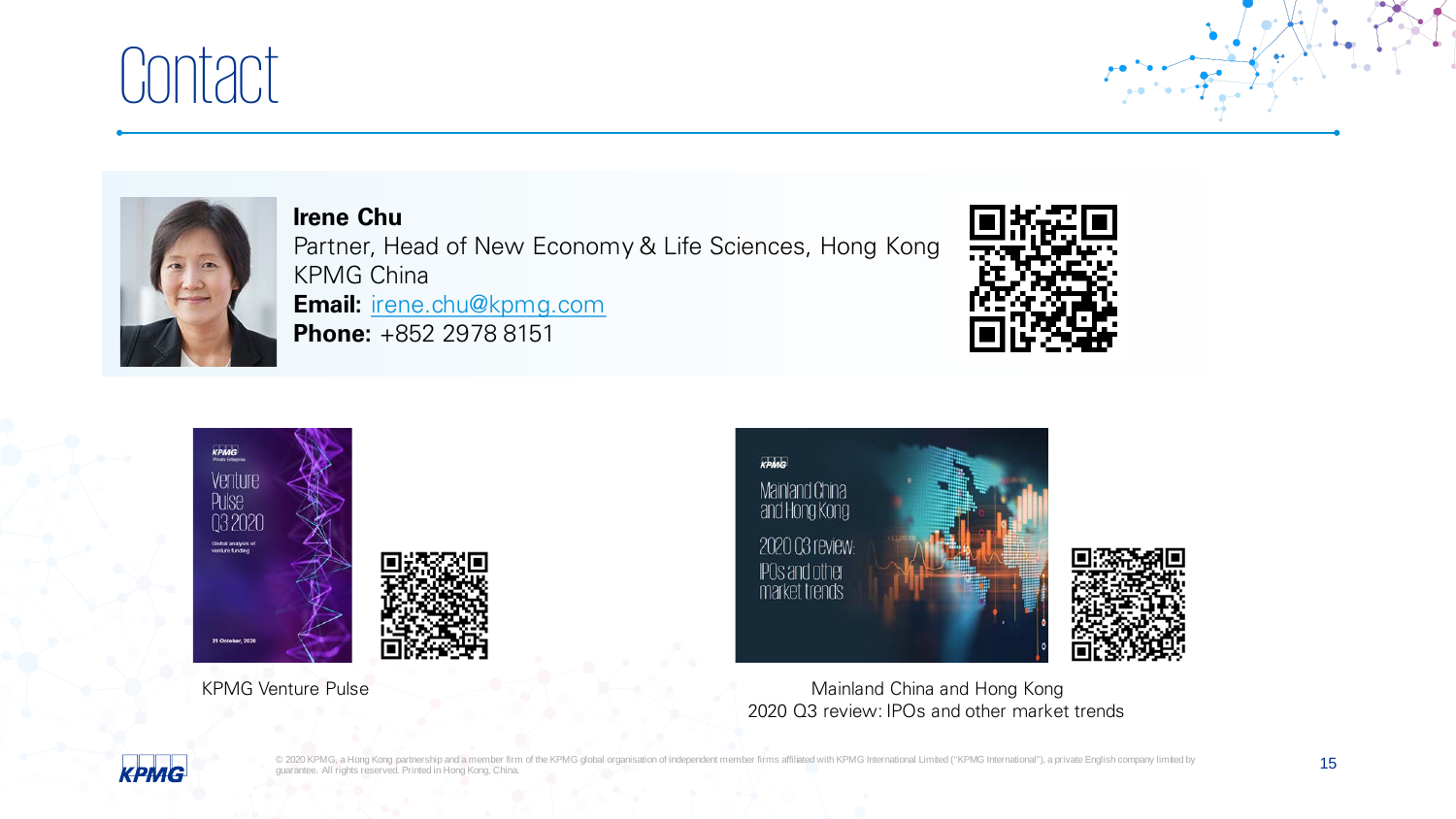# Contact

**Irene Chu**
Partner, Head of New Economy & Life Sciences, Hong Kong
KPMG China
**Email:** irene.chu@kpmg.com
**Phone:** +852 2978 8151

KPMG Venture Pulse

Mainland China and Hong Kong
2020 Q3 review: IPOs and other market trends

© 2020 KPMG, a Hong Kong partnership and a member firm of the KPMG global organisation of independent member firms affiliated with KPMG International Limited ("KPMG International"), a private English company limited by guarantee. All rights reserved. Printed in Hong Kong, China.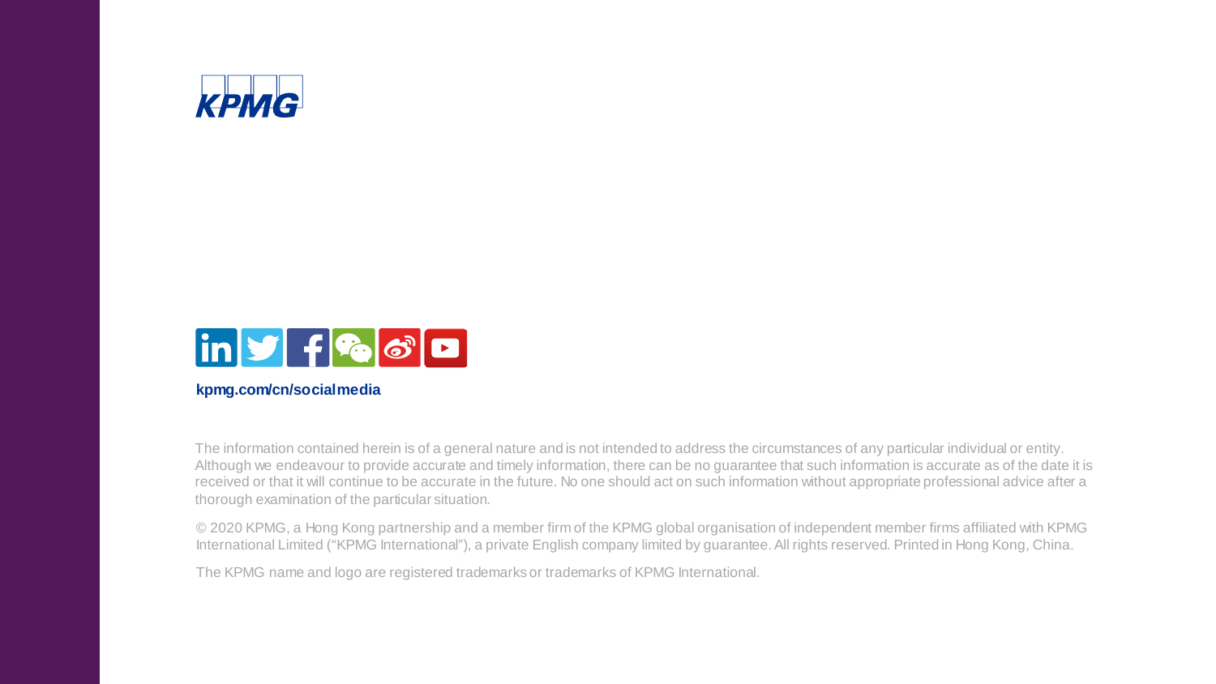KPMG

kpmg.com/cn/socialmedia

The information contained herein is of a general nature and is not intended to address the circumstances of any particular individual or entity. Although we endeavour to provide accurate and timely information, there can be no guarantee that such information is accurate as of the date it is received or that it will continue to be accurate in the future. No one should act on such information without appropriate professional advice after a thorough examination of the particular situation.

© 2020 KPMG, a Hong Kong partnership and a member firm of the KPMG global organisation of independent member firms affiliated with KPMG International Limited (“KPMG International”), a private English company limited by guarantee. All rights reserved. Printed in Hong Kong, China.

The KPMG name and logo are registered trademarks or trademarks of KPMG International.